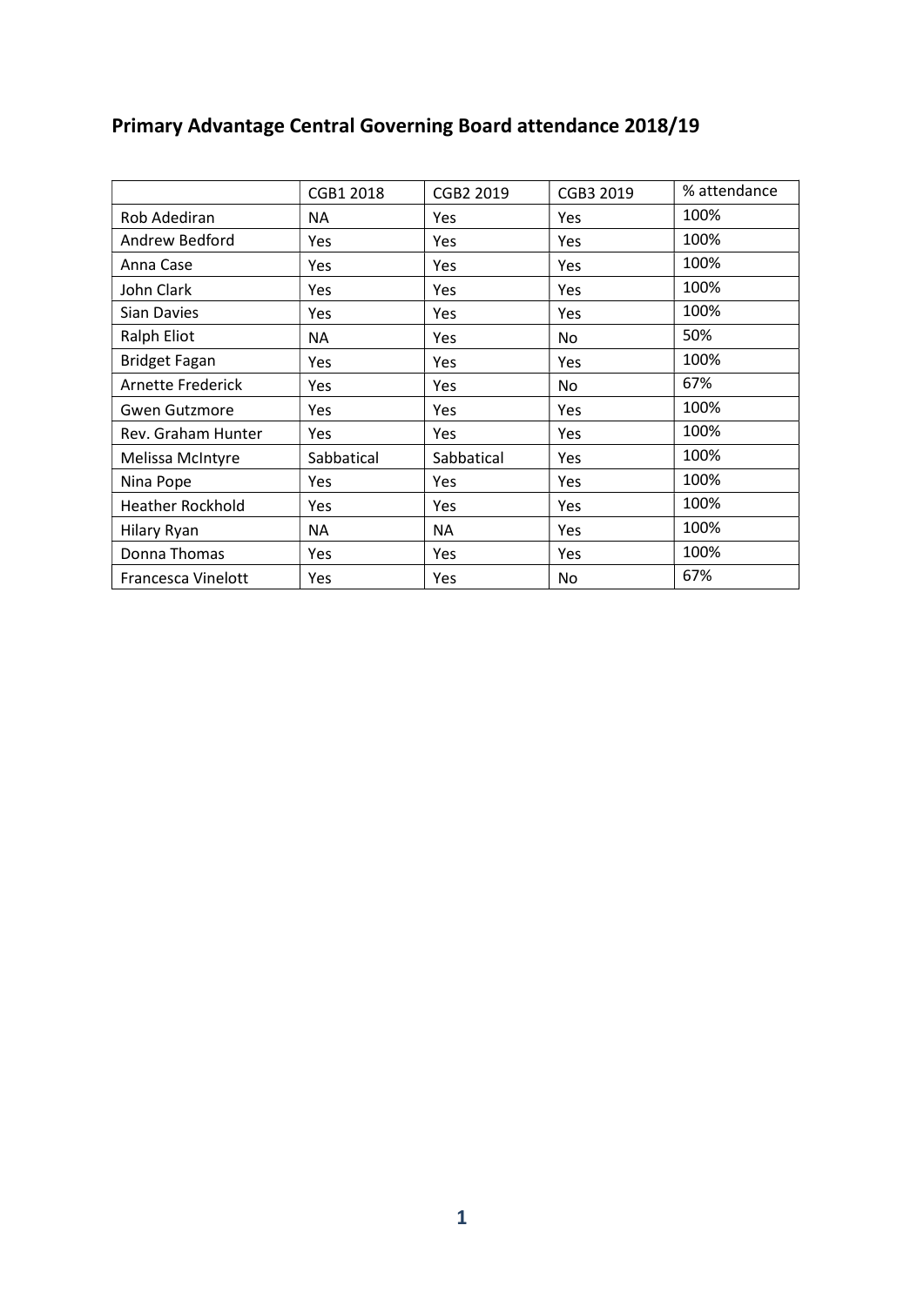## Primary Advantage Central Governing Board attendance 2018/19

| | CGB1 2018 | CGB2 2019 | CGB3 2019 | % attendance |
|---|---|---|---|---|
| Rob Adediran | NA | Yes | Yes | 100% |
| Andrew Bedford | Yes | Yes | Yes | 100% |
| Anna Case | Yes | Yes | Yes | 100% |
| John Clark | Yes | Yes | Yes | 100% |
| Sian Davies | Yes | Yes | Yes | 100% |
| Ralph Eliot | NA | Yes | No | 50% |
| Bridget Fagan | Yes | Yes | Yes | 100% |
| Arnette Frederick | Yes | Yes | No | 67% |
| Gwen Gutzmore | Yes | Yes | Yes | 100% |
| Rev. Graham Hunter | Yes | Yes | Yes | 100% |
| Melissa McIntyre | Sabbatical | Sabbatical | Yes | 100% |
| Nina Pope | Yes | Yes | Yes | 100% |
| Heather Rockhold | Yes | Yes | Yes | 100% |
| Hilary Ryan | NA | NA | Yes | 100% |
| Donna Thomas | Yes | Yes | Yes | 100% |
| Francesca Vinelott | Yes | Yes | No | 67% |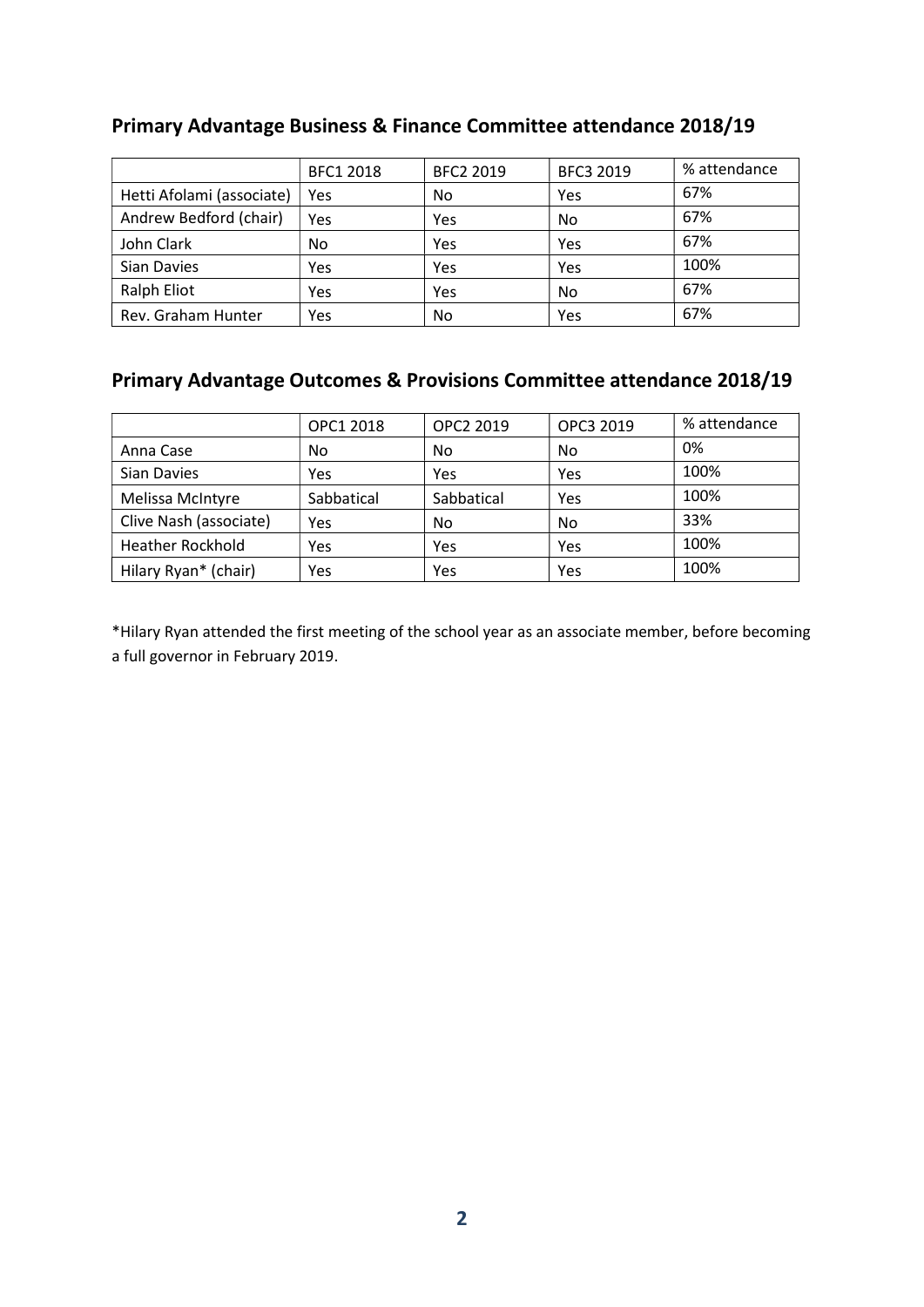## Primary Advantage Business & Finance Committee attendance 2018/19

| | BFC1 2018 | BFC2 2019 | BFC3 2019 | % attendance |
|---|---|---|---|---|
| Hetti Afolami (associate) | Yes | No | Yes | 67% |
| Andrew Bedford (chair) | Yes | Yes | No | 67% |
| John Clark | No | Yes | Yes | 67% |
| Sian Davies | Yes | Yes | Yes | 100% |
| Ralph Eliot | Yes | Yes | No | 67% |
| Rev. Graham Hunter | Yes | No | Yes | 67% |

## Primary Advantage Outcomes & Provisions Committee attendance 2018/19

| | OPC1 2018 | OPC2 2019 | OPC3 2019 | % attendance |
|---|---|---|---|---|
| Anna Case | No | No | No | 0% |
| Sian Davies | Yes | Yes | Yes | 100% |
| Melissa McIntyre | Sabbatical | Sabbatical | Yes | 100% |
| Clive Nash (associate) | Yes | No | No | 33% |
| Heather Rockhold | Yes | Yes | Yes | 100% |
| Hilary Ryan* (chair) | Yes | Yes | Yes | 100% |

*Hilary Ryan attended the first meeting of the school year as an associate member, before becoming a full governor in February 2019.